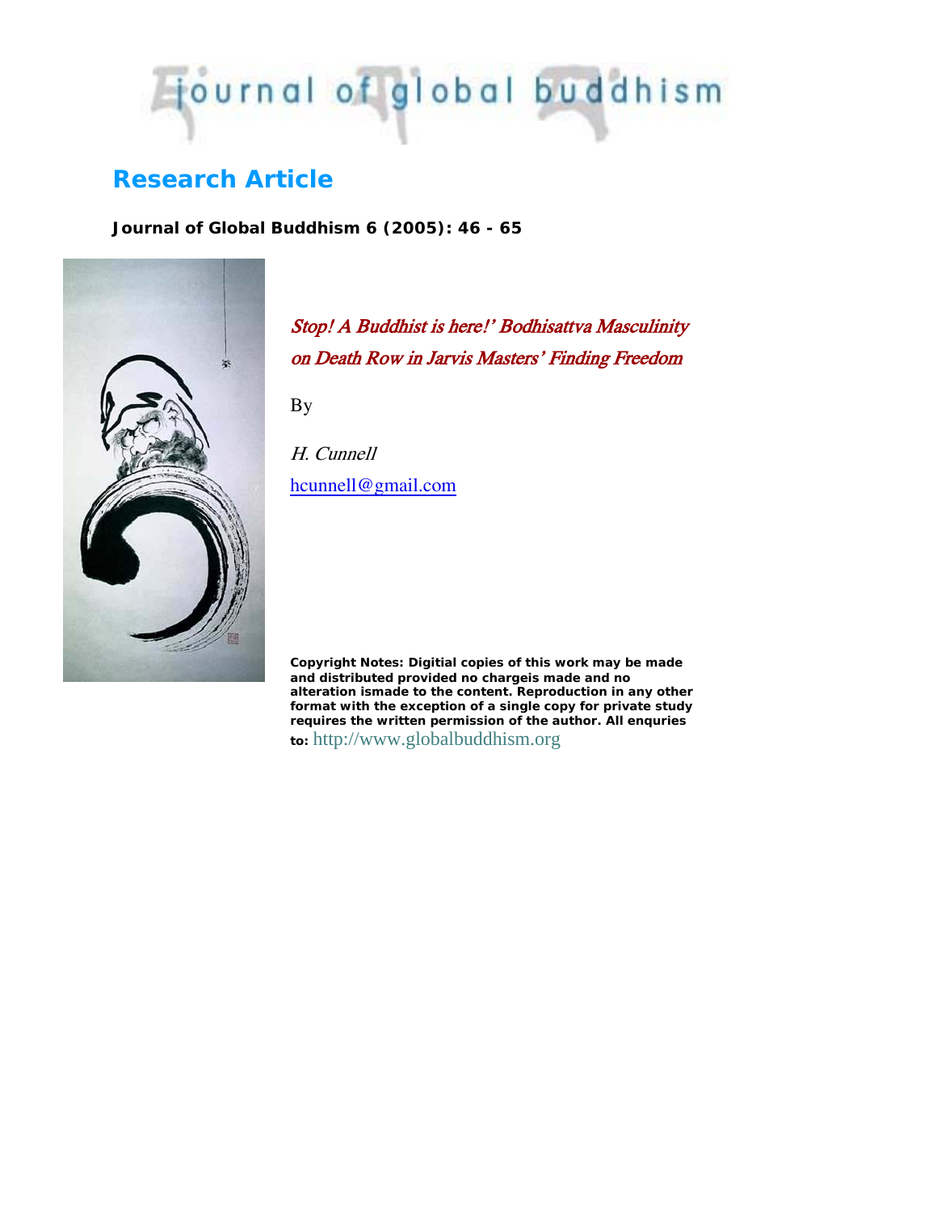# journal of global buddhism

## Research Article

**Journal of Global Buddhism 6 (2005): 46 - 65**

*Stop! A Buddhist is here!' Bodhisattva Masculinity on Death Row in Jarvis Masters' Finding Freedom*

By

*H. Cunnell*

hcunnell@gmail.com

**Copyright Notes: Digitial copies of this work may be made and distributed provided no chargeis made and no alteration ismade to the content. Reproduction in any other format with the exception of a single copy for private study requires the written permission of the author. All enquries to:** http://www.globalbuddhism.org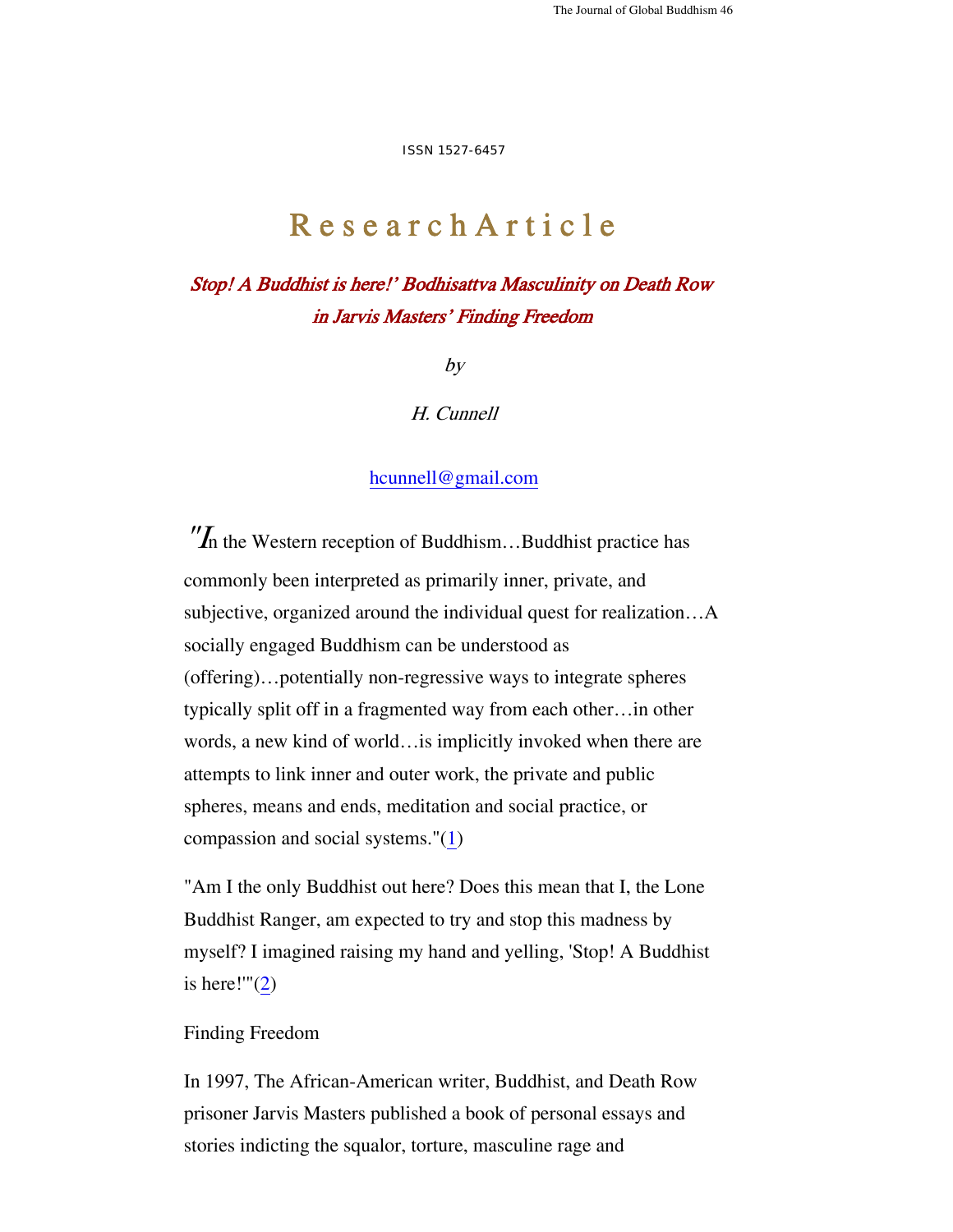ISSN 1527-6457

# Research Article

## *Stop! A Buddhist is here!' Bodhisattva Masculinity on Death Row in Jarvis Masters' Finding Freedom*

*by*

*H. Cunnell*

hcunnell@gmail.com

"In the Western reception of Buddhism…Buddhist practice has commonly been interpreted as primarily inner, private, and subjective, organized around the individual quest for realization…A socially engaged Buddhism can be understood as (offering)…potentially non-regressive ways to integrate spheres typically split off in a fragmented way from each other…in other words, a new kind of world…is implicitly invoked when there are attempts to link inner and outer work, the private and public spheres, means and ends, meditation and social practice, or compassion and social systems."(1)

"Am I the only Buddhist out here? Does this mean that I, the Lone Buddhist Ranger, am expected to try and stop this madness by myself? I imagined raising my hand and yelling, 'Stop! A Buddhist is here!'"(2)

Finding Freedom

In 1997, The African-American writer, Buddhist, and Death Row prisoner Jarvis Masters published a book of personal essays and stories indicting the squalor, torture, masculine rage and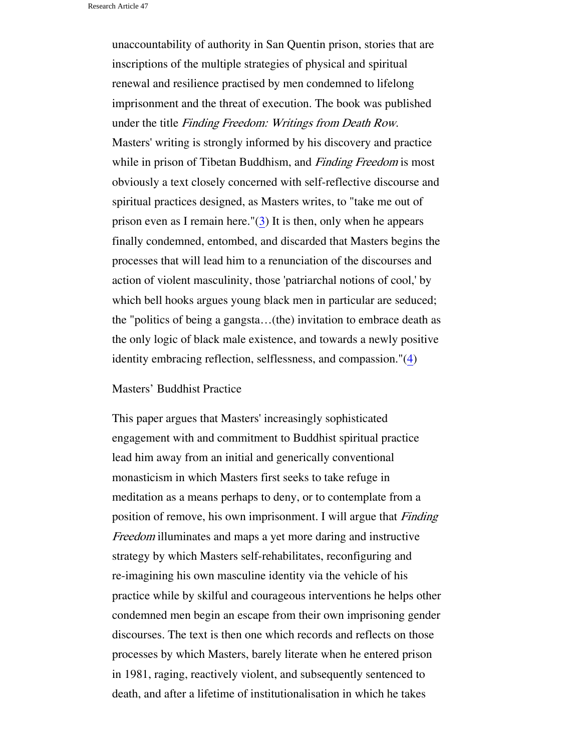unaccountability of authority in San Quentin prison, stories that are inscriptions of the multiple strategies of physical and spiritual renewal and resilience practised by men condemned to lifelong imprisonment and the threat of execution. The book was published under the title *Finding Freedom: Writings from Death Row.* Masters' writing is strongly informed by his discovery and practice while in prison of Tibetan Buddhism, and *Finding Freedom* is most obviously a text closely concerned with self-reflective discourse and spiritual practices designed, as Masters writes, to "take me out of prison even as I remain here."(3) It is then, only when he appears finally condemned, entombed, and discarded that Masters begins the processes that will lead him to a renunciation of the discourses and action of violent masculinity, those 'patriarchal notions of cool,' by which bell hooks argues young black men in particular are seduced; the "politics of being a gangsta…(the) invitation to embrace death as the only logic of black male existence, and towards a newly positive identity embracing reflection, selflessness, and compassion."(4)

## Masters' Buddhist Practice

This paper argues that Masters' increasingly sophisticated engagement with and commitment to Buddhist spiritual practice lead him away from an initial and generically conventional monasticism in which Masters first seeks to take refuge in meditation as a means perhaps to deny, or to contemplate from a position of remove, his own imprisonment. I will argue that *Finding Freedom* illuminates and maps a yet more daring and instructive strategy by which Masters self-rehabilitates, reconfiguring and re-imagining his own masculine identity via the vehicle of his practice while by skilful and courageous interventions he helps other condemned men begin an escape from their own imprisoning gender discourses. The text is then one which records and reflects on those processes by which Masters, barely literate when he entered prison in 1981, raging, reactively violent, and subsequently sentenced to death, and after a lifetime of institutionalisation in which he takes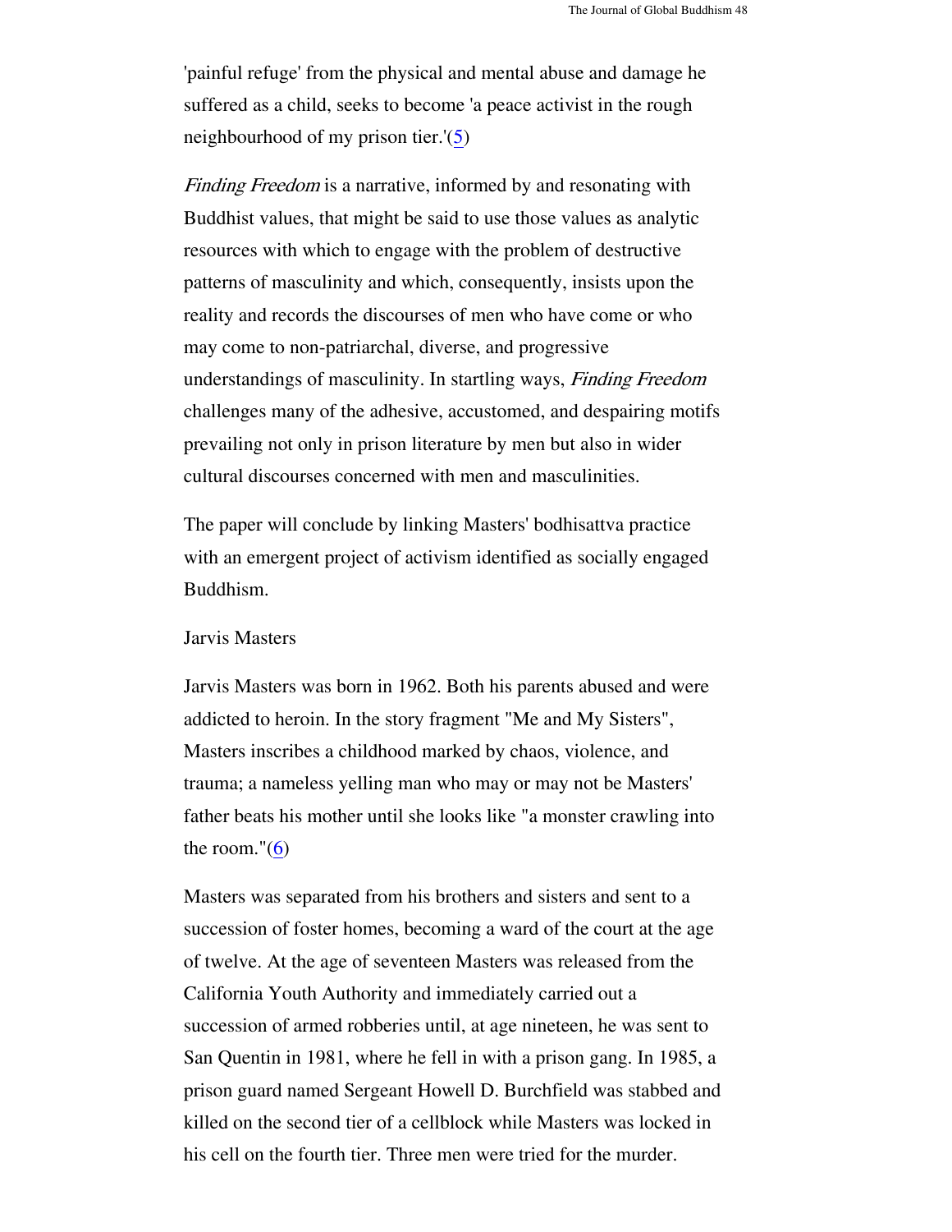'painful refuge' from the physical and mental abuse and damage he suffered as a child, seeks to become 'a peace activist in the rough neighbourhood of my prison tier.'(5)

*Finding Freedom* is a narrative, informed by and resonating with Buddhist values, that might be said to use those values as analytic resources with which to engage with the problem of destructive patterns of masculinity and which, consequently, insists upon the reality and records the discourses of men who have come or who may come to non-patriarchal, diverse, and progressive understandings of masculinity. In startling ways, *Finding Freedom* challenges many of the adhesive, accustomed, and despairing motifs prevailing not only in prison literature by men but also in wider cultural discourses concerned with men and masculinities.

The paper will conclude by linking Masters' bodhisattva practice with an emergent project of activism identified as socially engaged Buddhism.

## Jarvis Masters

Jarvis Masters was born in 1962. Both his parents abused and were addicted to heroin. In the story fragment "Me and My Sisters", Masters inscribes a childhood marked by chaos, violence, and trauma; a nameless yelling man who may or may not be Masters' father beats his mother until she looks like "a monster crawling into the room."(6)

Masters was separated from his brothers and sisters and sent to a succession of foster homes, becoming a ward of the court at the age of twelve. At the age of seventeen Masters was released from the California Youth Authority and immediately carried out a succession of armed robberies until, at age nineteen, he was sent to San Quentin in 1981, where he fell in with a prison gang. In 1985, a prison guard named Sergeant Howell D. Burchfield was stabbed and killed on the second tier of a cellblock while Masters was locked in his cell on the fourth tier. Three men were tried for the murder.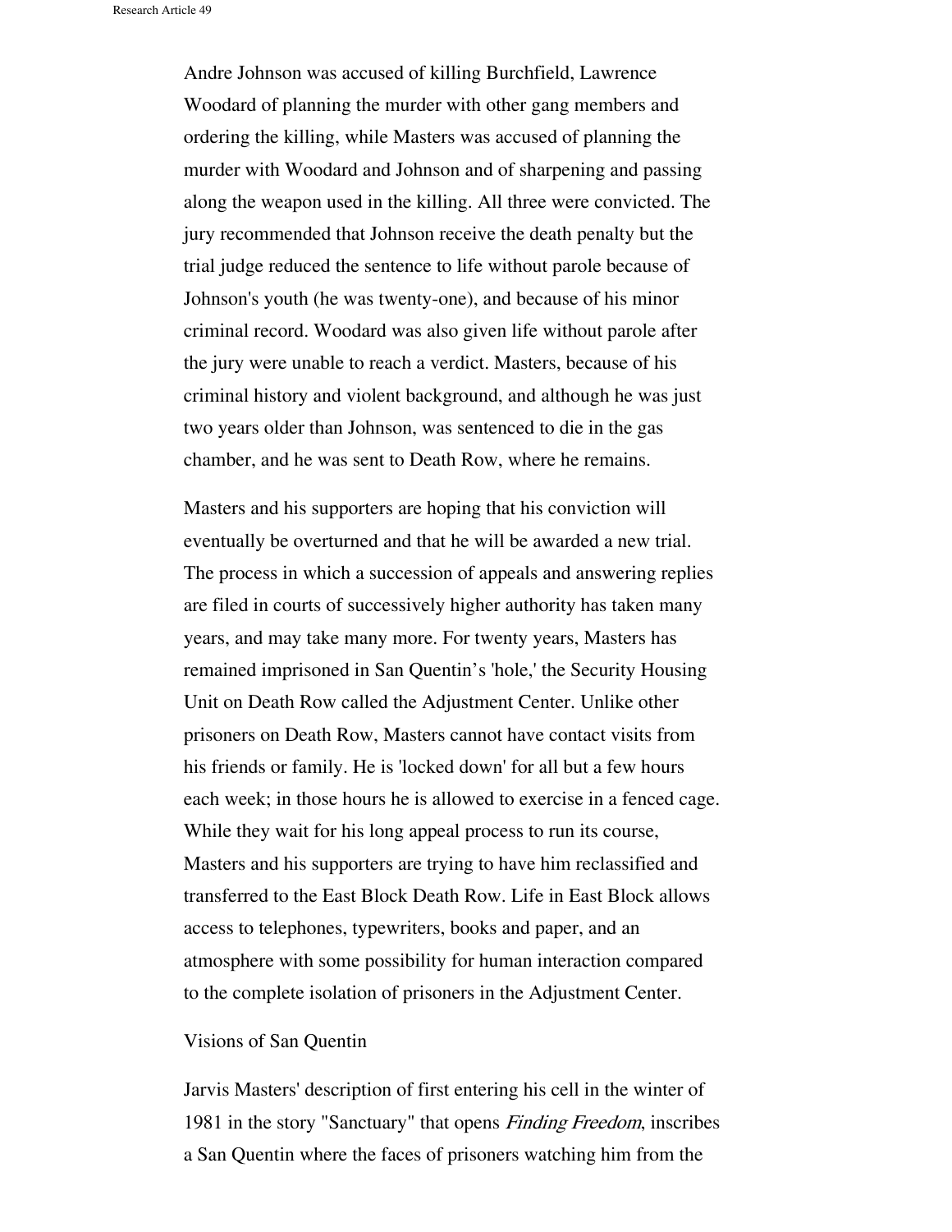Andre Johnson was accused of killing Burchfield, Lawrence Woodard of planning the murder with other gang members and ordering the killing, while Masters was accused of planning the murder with Woodard and Johnson and of sharpening and passing along the weapon used in the killing. All three were convicted. The jury recommended that Johnson receive the death penalty but the trial judge reduced the sentence to life without parole because of Johnson's youth (he was twenty-one), and because of his minor criminal record. Woodard was also given life without parole after the jury were unable to reach a verdict. Masters, because of his criminal history and violent background, and although he was just two years older than Johnson, was sentenced to die in the gas chamber, and he was sent to Death Row, where he remains.

Masters and his supporters are hoping that his conviction will eventually be overturned and that he will be awarded a new trial. The process in which a succession of appeals and answering replies are filed in courts of successively higher authority has taken many years, and may take many more. For twenty years, Masters has remained imprisoned in San Quentin’s 'hole,' the Security Housing Unit on Death Row called the Adjustment Center. Unlike other prisoners on Death Row, Masters cannot have contact visits from his friends or family. He is 'locked down' for all but a few hours each week; in those hours he is allowed to exercise in a fenced cage. While they wait for his long appeal process to run its course, Masters and his supporters are trying to have him reclassified and transferred to the East Block Death Row. Life in East Block allows access to telephones, typewriters, books and paper, and an atmosphere with some possibility for human interaction compared to the complete isolation of prisoners in the Adjustment Center.

## Visions of San Quentin

Jarvis Masters' description of first entering his cell in the winter of 1981 in the story "Sanctuary" that opens *Finding Freedom*, inscribes a San Quentin where the faces of prisoners watching him from the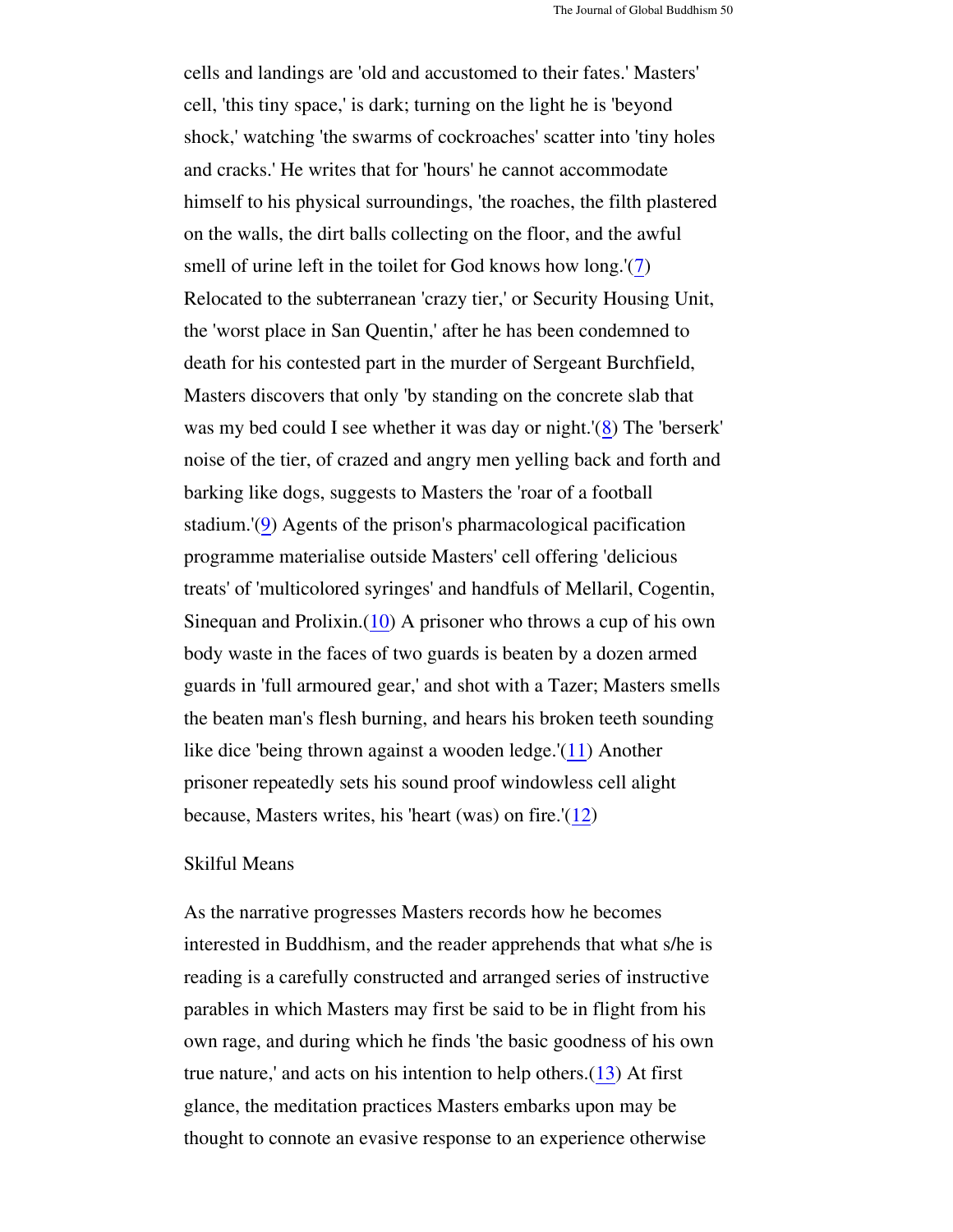cells and landings are 'old and accustomed to their fates.' Masters' cell, 'this tiny space,' is dark; turning on the light he is 'beyond shock,' watching 'the swarms of cockroaches' scatter into 'tiny holes and cracks.' He writes that for 'hours' he cannot accommodate himself to his physical surroundings, 'the roaches, the filth plastered on the walls, the dirt balls collecting on the floor, and the awful smell of urine left in the toilet for God knows how long.'(7) Relocated to the subterranean 'crazy tier,' or Security Housing Unit, the 'worst place in San Quentin,' after he has been condemned to death for his contested part in the murder of Sergeant Burchfield, Masters discovers that only 'by standing on the concrete slab that was my bed could I see whether it was day or night.'(8) The 'berserk' noise of the tier, of crazed and angry men yelling back and forth and barking like dogs, suggests to Masters the 'roar of a football stadium.'(9) Agents of the prison's pharmacological pacification programme materialise outside Masters' cell offering 'delicious treats' of 'multicolored syringes' and handfuls of Mellaril, Cogentin, Sinequan and Prolixin.(10) A prisoner who throws a cup of his own body waste in the faces of two guards is beaten by a dozen armed guards in 'full armoured gear,' and shot with a Tazer; Masters smells the beaten man's flesh burning, and hears his broken teeth sounding like dice 'being thrown against a wooden ledge.'(11) Another prisoner repeatedly sets his sound proof windowless cell alight because, Masters writes, his 'heart (was) on fire.'(12)

## Skilful Means

As the narrative progresses Masters records how he becomes interested in Buddhism, and the reader apprehends that what s/he is reading is a carefully constructed and arranged series of instructive parables in which Masters may first be said to be in flight from his own rage, and during which he finds 'the basic goodness of his own true nature,' and acts on his intention to help others.(13) At first glance, the meditation practices Masters embarks upon may be thought to connote an evasive response to an experience otherwise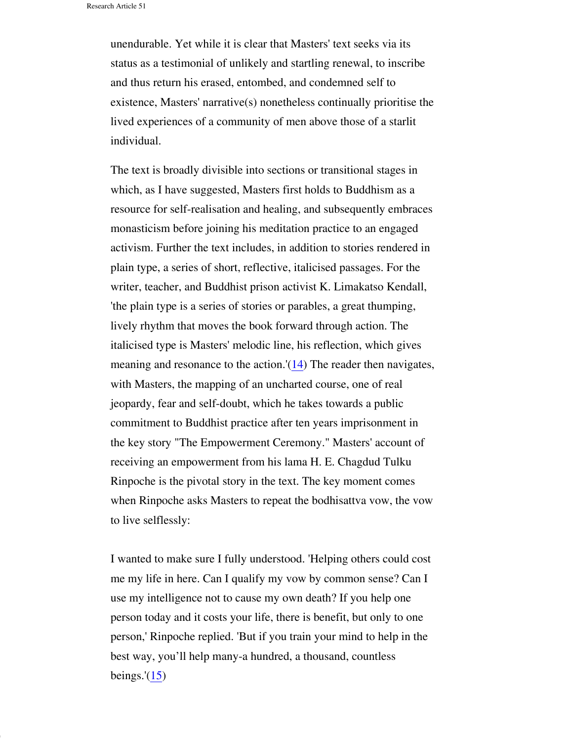unendurable. Yet while it is clear that Masters' text seeks via its status as a testimonial of unlikely and startling renewal, to inscribe and thus return his erased, entombed, and condemned self to existence, Masters' narrative(s) nonetheless continually prioritise the lived experiences of a community of men above those of a starlit individual.

The text is broadly divisible into sections or transitional stages in which, as I have suggested, Masters first holds to Buddhism as a resource for self-realisation and healing, and subsequently embraces monasticism before joining his meditation practice to an engaged activism. Further the text includes, in addition to stories rendered in plain type, a series of short, reflective, italicised passages. For the writer, teacher, and Buddhist prison activist K. Limakatso Kendall, 'the plain type is a series of stories or parables, a great thumping, lively rhythm that moves the book forward through action. The italicised type is Masters' melodic line, his reflection, which gives meaning and resonance to the action.'(14) The reader then navigates, with Masters, the mapping of an uncharted course, one of real jeopardy, fear and self-doubt, which he takes towards a public commitment to Buddhist practice after ten years imprisonment in the key story "The Empowerment Ceremony." Masters' account of receiving an empowerment from his lama H. E. Chagdud Tulku Rinpoche is the pivotal story in the text. The key moment comes when Rinpoche asks Masters to repeat the bodhisattva vow, the vow to live selflessly:

I wanted to make sure I fully understood. 'Helping others could cost me my life in here. Can I qualify my vow by common sense? Can I use my intelligence not to cause my own death? If you help one person today and it costs your life, there is benefit, but only to one person,' Rinpoche replied. 'But if you train your mind to help in the best way, you'll help many-a hundred, a thousand, countless beings.'(15)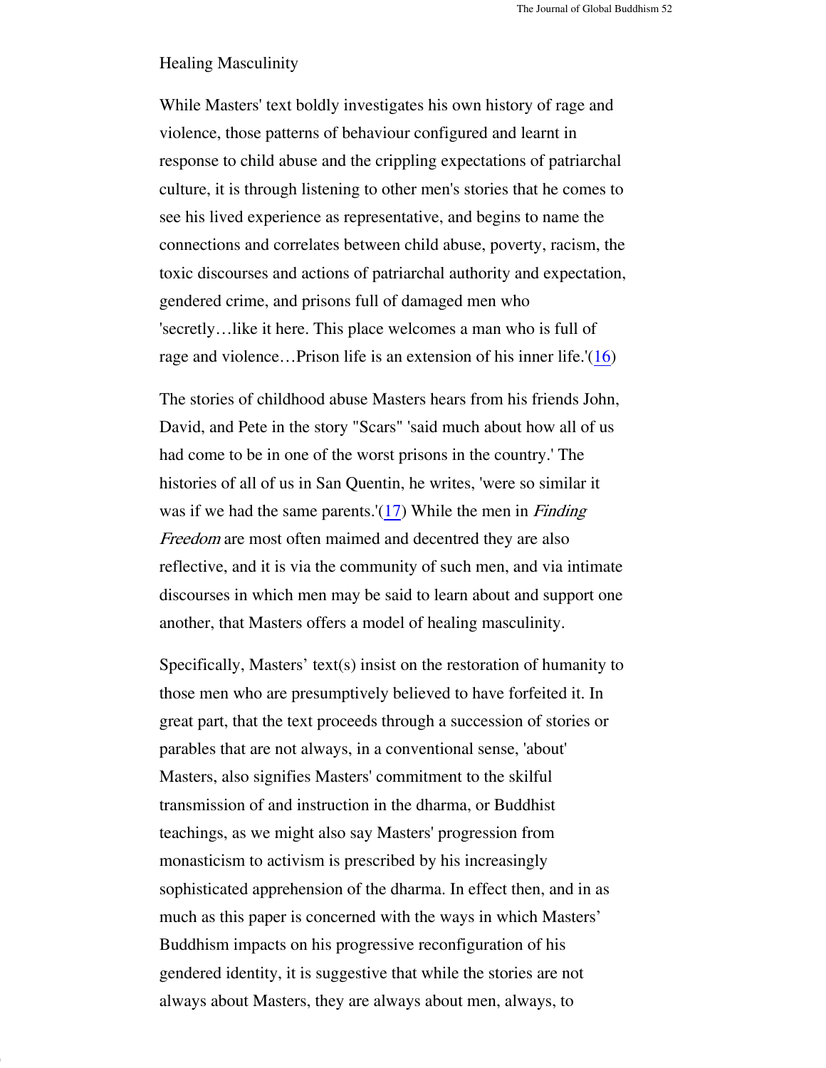Healing Masculinity

While Masters' text boldly investigates his own history of rage and violence, those patterns of behaviour configured and learnt in response to child abuse and the crippling expectations of patriarchal culture, it is through listening to other men's stories that he comes to see his lived experience as representative, and begins to name the connections and correlates between child abuse, poverty, racism, the toxic discourses and actions of patriarchal authority and expectation, gendered crime, and prisons full of damaged men who 'secretly…like it here. This place welcomes a man who is full of rage and violence…Prison life is an extension of his inner life.'(16)

The stories of childhood abuse Masters hears from his friends John, David, and Pete in the story "Scars" 'said much about how all of us had come to be in one of the worst prisons in the country.' The histories of all of us in San Quentin, he writes, 'were so similar it was if we had the same parents.'(17) While the men in *Finding Freedom* are most often maimed and decentred they are also reflective, and it is via the community of such men, and via intimate discourses in which men may be said to learn about and support one another, that Masters offers a model of healing masculinity.

Specifically, Masters' text(s) insist on the restoration of humanity to those men who are presumptively believed to have forfeited it. In great part, that the text proceeds through a succession of stories or parables that are not always, in a conventional sense, 'about' Masters, also signifies Masters' commitment to the skilful transmission of and instruction in the dharma, or Buddhist teachings, as we might also say Masters' progression from monasticism to activism is prescribed by his increasingly sophisticated apprehension of the dharma. In effect then, and in as much as this paper is concerned with the ways in which Masters' Buddhism impacts on his progressive reconfiguration of his gendered identity, it is suggestive that while the stories are not always about Masters, they are always about men, always, to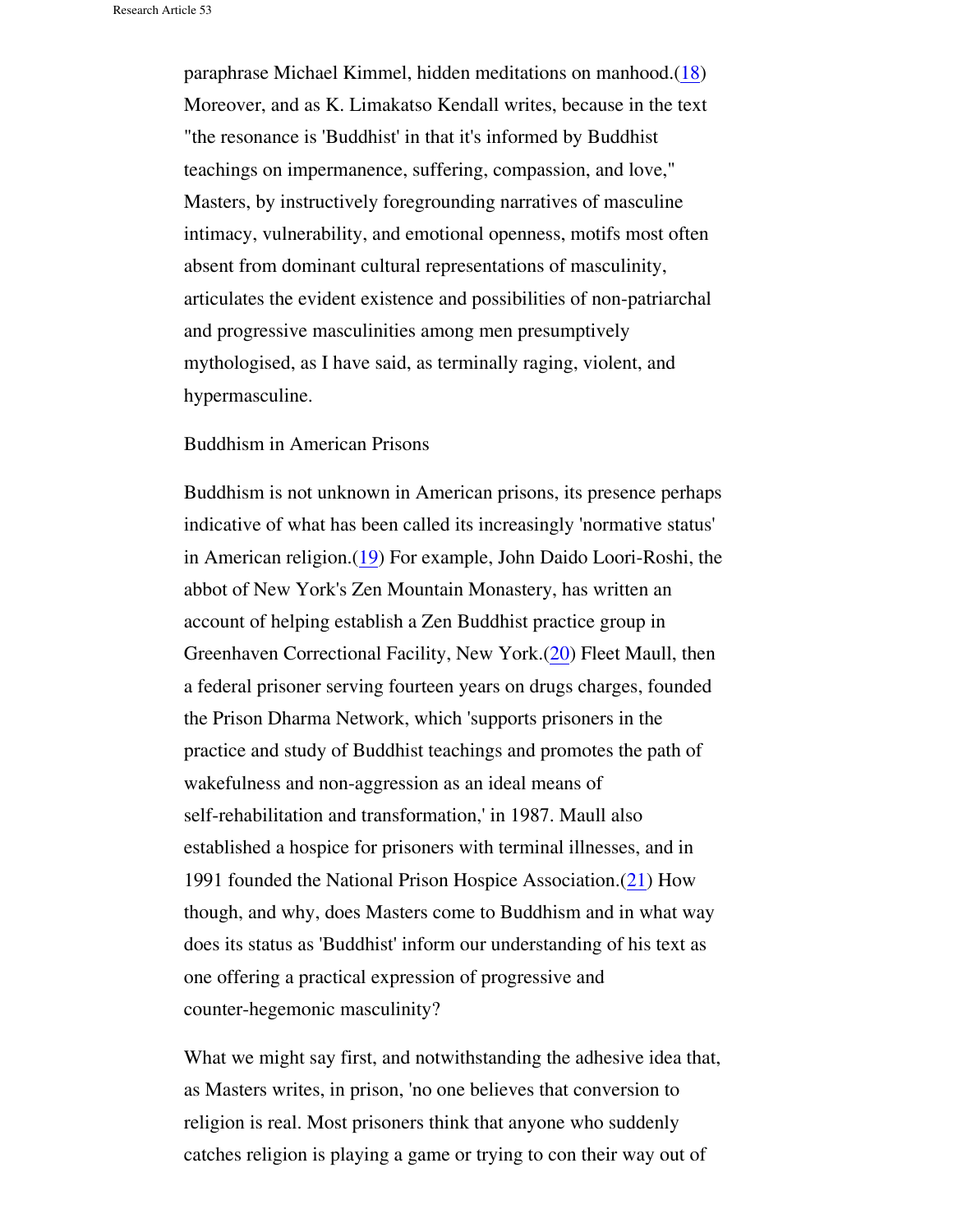paraphrase Michael Kimmel, hidden meditations on manhood.(18) Moreover, and as K. Limakatso Kendall writes, because in the text "the resonance is 'Buddhist' in that it's informed by Buddhist teachings on impermanence, suffering, compassion, and love," Masters, by instructively foregrounding narratives of masculine intimacy, vulnerability, and emotional openness, motifs most often absent from dominant cultural representations of masculinity, articulates the evident existence and possibilities of non-patriarchal and progressive masculinities among men presumptively mythologised, as I have said, as terminally raging, violent, and hypermasculine.

## Buddhism in American Prisons

Buddhism is not unknown in American prisons, its presence perhaps indicative of what has been called its increasingly 'normative status' in American religion.(19) For example, John Daido Loori-Roshi, the abbot of New York's Zen Mountain Monastery, has written an account of helping establish a Zen Buddhist practice group in Greenhaven Correctional Facility, New York.(20) Fleet Maull, then a federal prisoner serving fourteen years on drugs charges, founded the Prison Dharma Network, which 'supports prisoners in the practice and study of Buddhist teachings and promotes the path of wakefulness and non-aggression as an ideal means of self-rehabilitation and transformation,' in 1987. Maull also established a hospice for prisoners with terminal illnesses, and in 1991 founded the National Prison Hospice Association.(21) How though, and why, does Masters come to Buddhism and in what way does its status as 'Buddhist' inform our understanding of his text as one offering a practical expression of progressive and counter-hegemonic masculinity?

What we might say first, and notwithstanding the adhesive idea that, as Masters writes, in prison, 'no one believes that conversion to religion is real. Most prisoners think that anyone who suddenly catches religion is playing a game or trying to con their way out of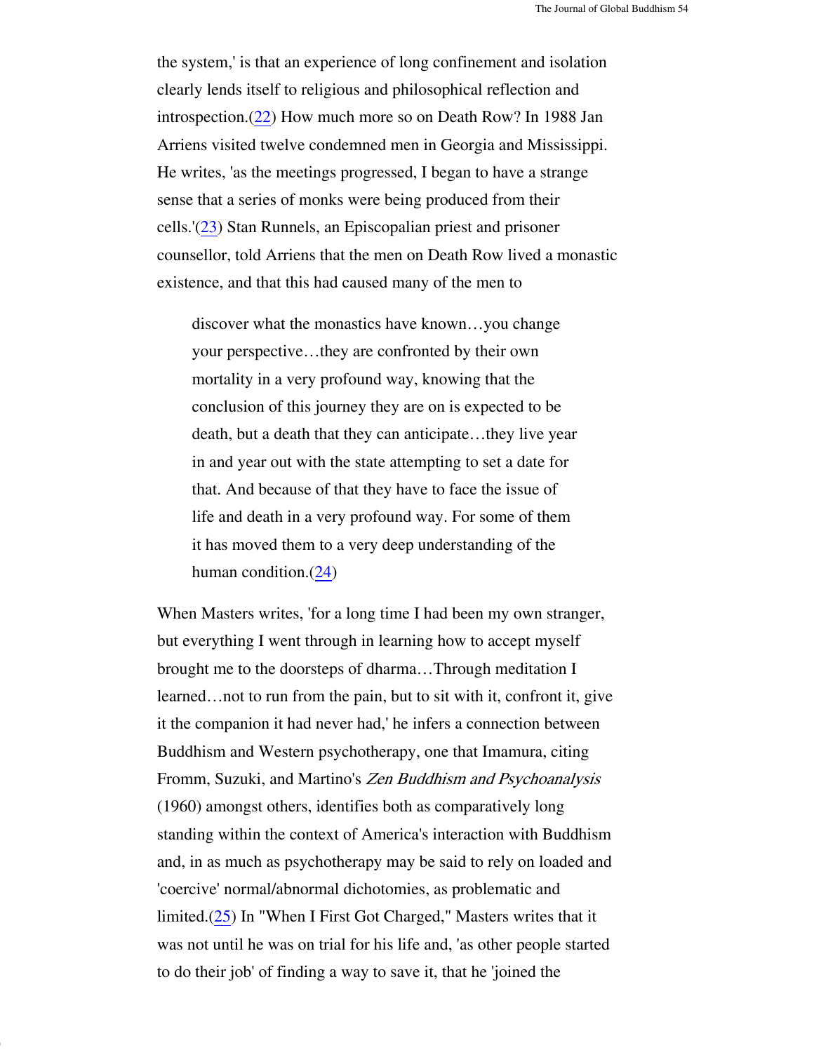the system,' is that an experience of long confinement and isolation clearly lends itself to religious and philosophical reflection and introspection.([22](#)) How much more so on Death Row? In 1988 Jan Arriens visited twelve condemned men in Georgia and Mississippi. He writes, 'as the meetings progressed, I began to have a strange sense that a series of monks were being produced from their cells.'([23](#)) Stan Runnels, an Episcopalian priest and prisoner counsellor, told Arriens that the men on Death Row lived a monastic existence, and that this had caused many of the men to

> discover what the monastics have known…you change your perspective…they are confronted by their own mortality in a very profound way, knowing that the conclusion of this journey they are on is expected to be death, but a death that they can anticipate…they live year in and year out with the state attempting to set a date for that. And because of that they have to face the issue of life and death in a very profound way. For some of them it has moved them to a very deep understanding of the human condition.([24](#))

When Masters writes, 'for a long time I had been my own stranger, but everything I went through in learning how to accept myself brought me to the doorsteps of dharma…Through meditation I learned…not to run from the pain, but to sit with it, confront it, give it the companion it had never had,' he infers a connection between Buddhism and Western psychotherapy, one that Imamura, citing Fromm, Suzuki, and Martino's *Zen Buddhism and Psychoanalysis* (1960) amongst others, identifies both as comparatively long standing within the context of America's interaction with Buddhism and, in as much as psychotherapy may be said to rely on loaded and 'coercive' normal/abnormal dichotomies, as problematic and limited.([25](#)) In "When I First Got Charged," Masters writes that it was not until he was on trial for his life and, 'as other people started to do their job' of finding a way to save it, that he 'joined the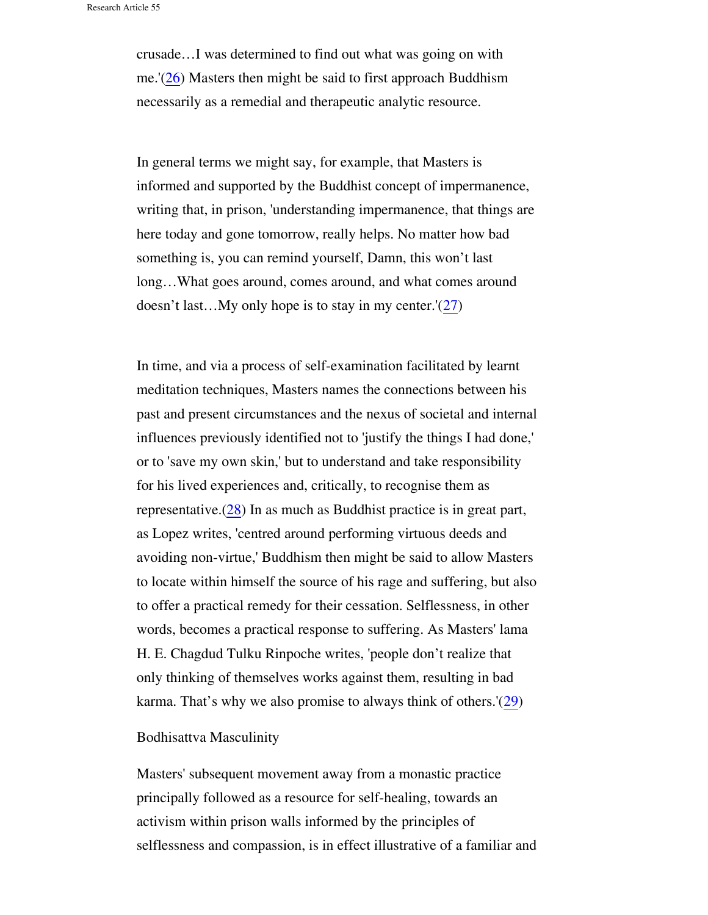crusade…I was determined to find out what was going on with me.'(26) Masters then might be said to first approach Buddhism necessarily as a remedial and therapeutic analytic resource.

In general terms we might say, for example, that Masters is informed and supported by the Buddhist concept of impermanence, writing that, in prison, 'understanding impermanence, that things are here today and gone tomorrow, really helps. No matter how bad something is, you can remind yourself, Damn, this won't last long…What goes around, comes around, and what comes around doesn't last…My only hope is to stay in my center.'(27)

In time, and via a process of self-examination facilitated by learnt meditation techniques, Masters names the connections between his past and present circumstances and the nexus of societal and internal influences previously identified not to 'justify the things I had done,' or to 'save my own skin,' but to understand and take responsibility for his lived experiences and, critically, to recognise them as representative.(28) In as much as Buddhist practice is in great part, as Lopez writes, 'centred around performing virtuous deeds and avoiding non-virtue,' Buddhism then might be said to allow Masters to locate within himself the source of his rage and suffering, but also to offer a practical remedy for their cessation. Selflessness, in other words, becomes a practical response to suffering. As Masters' lama H. E. Chagdud Tulku Rinpoche writes, 'people don't realize that only thinking of themselves works against them, resulting in bad karma. That's why we also promise to always think of others.'(29)

## Bodhisattva Masculinity

Masters' subsequent movement away from a monastic practice principally followed as a resource for self-healing, towards an activism within prison walls informed by the principles of selflessness and compassion, is in effect illustrative of a familiar and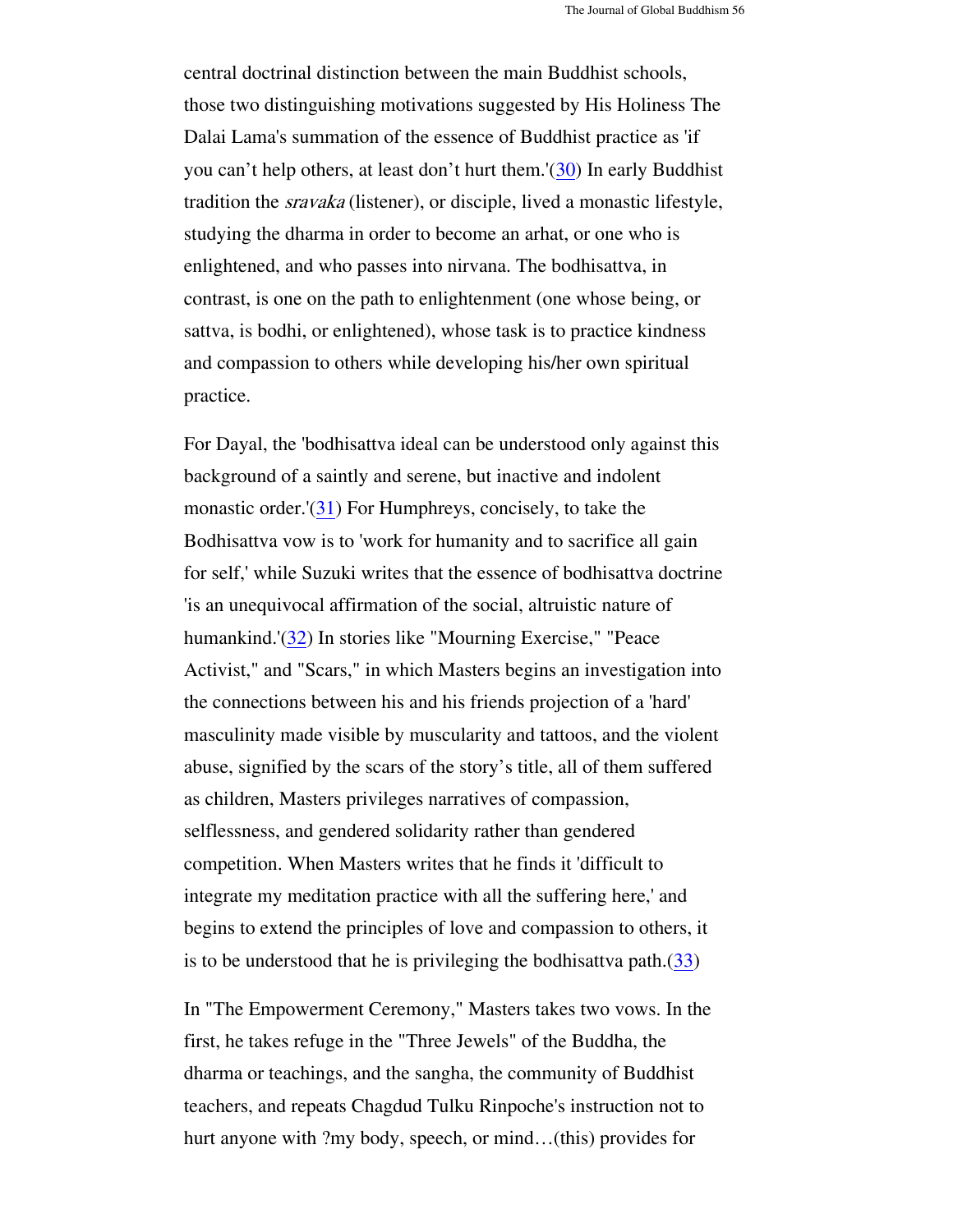central doctrinal distinction between the main Buddhist schools, those two distinguishing motivations suggested by His Holiness The Dalai Lama's summation of the essence of Buddhist practice as 'if you can’t help others, at least don’t hurt them.'(30) In early Buddhist tradition the *sravaka* (listener), or disciple, lived a monastic lifestyle, studying the dharma in order to become an arhat, or one who is enlightened, and who passes into nirvana. The bodhisattva, in contrast, is one on the path to enlightenment (one whose being, or sattva, is bodhi, or enlightened), whose task is to practice kindness and compassion to others while developing his/her own spiritual practice.

For Dayal, the 'bodhisattva ideal can be understood only against this background of a saintly and serene, but inactive and indolent monastic order.'(31) For Humphreys, concisely, to take the Bodhisattva vow is to 'work for humanity and to sacrifice all gain for self,' while Suzuki writes that the essence of bodhisattva doctrine 'is an unequivocal affirmation of the social, altruistic nature of humankind.'(32) In stories like "Mourning Exercise," "Peace Activist," and "Scars," in which Masters begins an investigation into the connections between his and his friends projection of a 'hard' masculinity made visible by muscularity and tattoos, and the violent abuse, signified by the scars of the story’s title, all of them suffered as children, Masters privileges narratives of compassion, selflessness, and gendered solidarity rather than gendered competition. When Masters writes that he finds it 'difficult to integrate my meditation practice with all the suffering here,' and begins to extend the principles of love and compassion to others, it is to be understood that he is privileging the bodhisattva path.(33)

In "The Empowerment Ceremony," Masters takes two vows. In the first, he takes refuge in the "Three Jewels" of the Buddha, the dharma or teachings, and the sangha, the community of Buddhist teachers, and repeats Chagdud Tulku Rinpoche's instruction not to hurt anyone with ?my body, speech, or mind…(this) provides for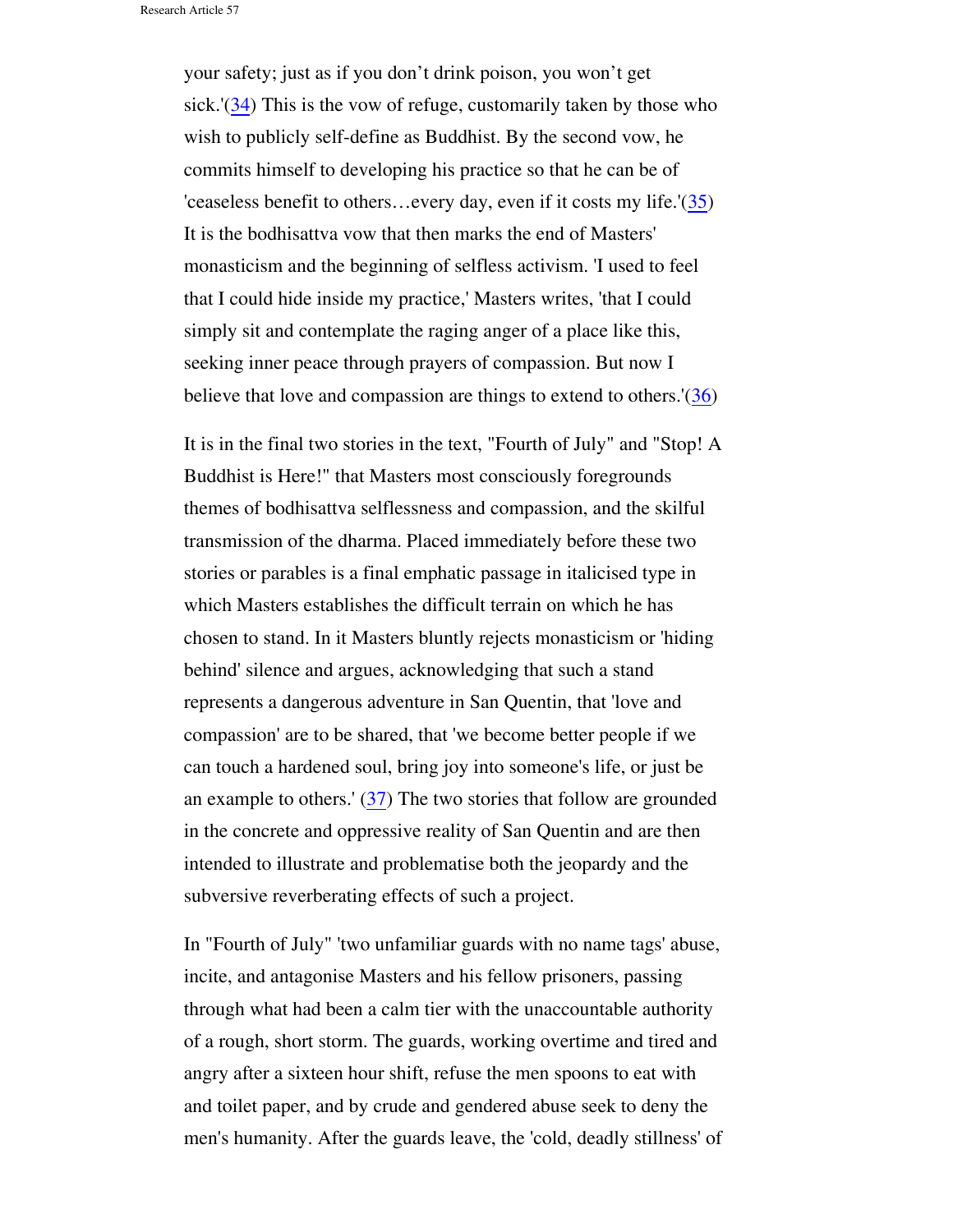your safety; just as if you don't drink poison, you won't get sick.'(34) This is the vow of refuge, customarily taken by those who wish to publicly self-define as Buddhist. By the second vow, he commits himself to developing his practice so that he can be of 'ceaseless benefit to others…every day, even if it costs my life.'(35) It is the bodhisattva vow that then marks the end of Masters' monasticism and the beginning of selfless activism. 'I used to feel that I could hide inside my practice,' Masters writes, 'that I could simply sit and contemplate the raging anger of a place like this, seeking inner peace through prayers of compassion. But now I believe that love and compassion are things to extend to others.'(36)

It is in the final two stories in the text, "Fourth of July" and "Stop! A Buddhist is Here!" that Masters most consciously foregrounds themes of bodhisattva selflessness and compassion, and the skilful transmission of the dharma. Placed immediately before these two stories or parables is a final emphatic passage in italicised type in which Masters establishes the difficult terrain on which he has chosen to stand. In it Masters bluntly rejects monasticism or 'hiding behind' silence and argues, acknowledging that such a stand represents a dangerous adventure in San Quentin, that 'love and compassion' are to be shared, that 'we become better people if we can touch a hardened soul, bring joy into someone's life, or just be an example to others.' (37) The two stories that follow are grounded in the concrete and oppressive reality of San Quentin and are then intended to illustrate and problematise both the jeopardy and the subversive reverberating effects of such a project.

In "Fourth of July" 'two unfamiliar guards with no name tags' abuse, incite, and antagonise Masters and his fellow prisoners, passing through what had been a calm tier with the unaccountable authority of a rough, short storm. The guards, working overtime and tired and angry after a sixteen hour shift, refuse the men spoons to eat with and toilet paper, and by crude and gendered abuse seek to deny the men's humanity. After the guards leave, the 'cold, deadly stillness' of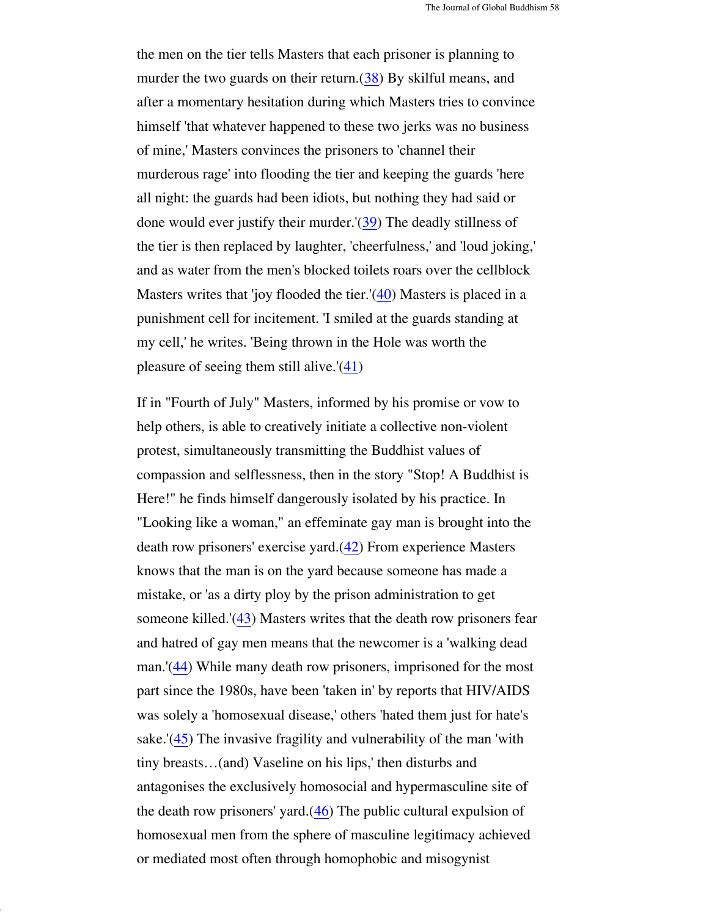the men on the tier tells Masters that each prisoner is planning to murder the two guards on their return.(38) By skilful means, and after a momentary hesitation during which Masters tries to convince himself 'that whatever happened to these two jerks was no business of mine,' Masters convinces the prisoners to 'channel their murderous rage' into flooding the tier and keeping the guards 'here all night: the guards had been idiots, but nothing they had said or done would ever justify their murder.'(39) The deadly stillness of the tier is then replaced by laughter, 'cheerfulness,' and 'loud joking,' and as water from the men's blocked toilets roars over the cellblock Masters writes that 'joy flooded the tier.'(40) Masters is placed in a punishment cell for incitement. 'I smiled at the guards standing at my cell,' he writes. 'Being thrown in the Hole was worth the pleasure of seeing them still alive.'(41)

If in "Fourth of July" Masters, informed by his promise or vow to help others, is able to creatively initiate a collective non-violent protest, simultaneously transmitting the Buddhist values of compassion and selflessness, then in the story "Stop! A Buddhist is Here!" he finds himself dangerously isolated by his practice. In "Looking like a woman," an effeminate gay man is brought into the death row prisoners' exercise yard.(42) From experience Masters knows that the man is on the yard because someone has made a mistake, or 'as a dirty ploy by the prison administration to get someone killed.'(43) Masters writes that the death row prisoners fear and hatred of gay men means that the newcomer is a 'walking dead man.'(44) While many death row prisoners, imprisoned for the most part since the 1980s, have been 'taken in' by reports that HIV/AIDS was solely a 'homosexual disease,' others 'hated them just for hate's sake.'(45) The invasive fragility and vulnerability of the man 'with tiny breasts…(and) Vaseline on his lips,' then disturbs and antagonises the exclusively homosocial and hypermasculine site of the death row prisoners' yard.(46) The public cultural expulsion of homosexual men from the sphere of masculine legitimacy achieved or mediated most often through homophobic and misogynist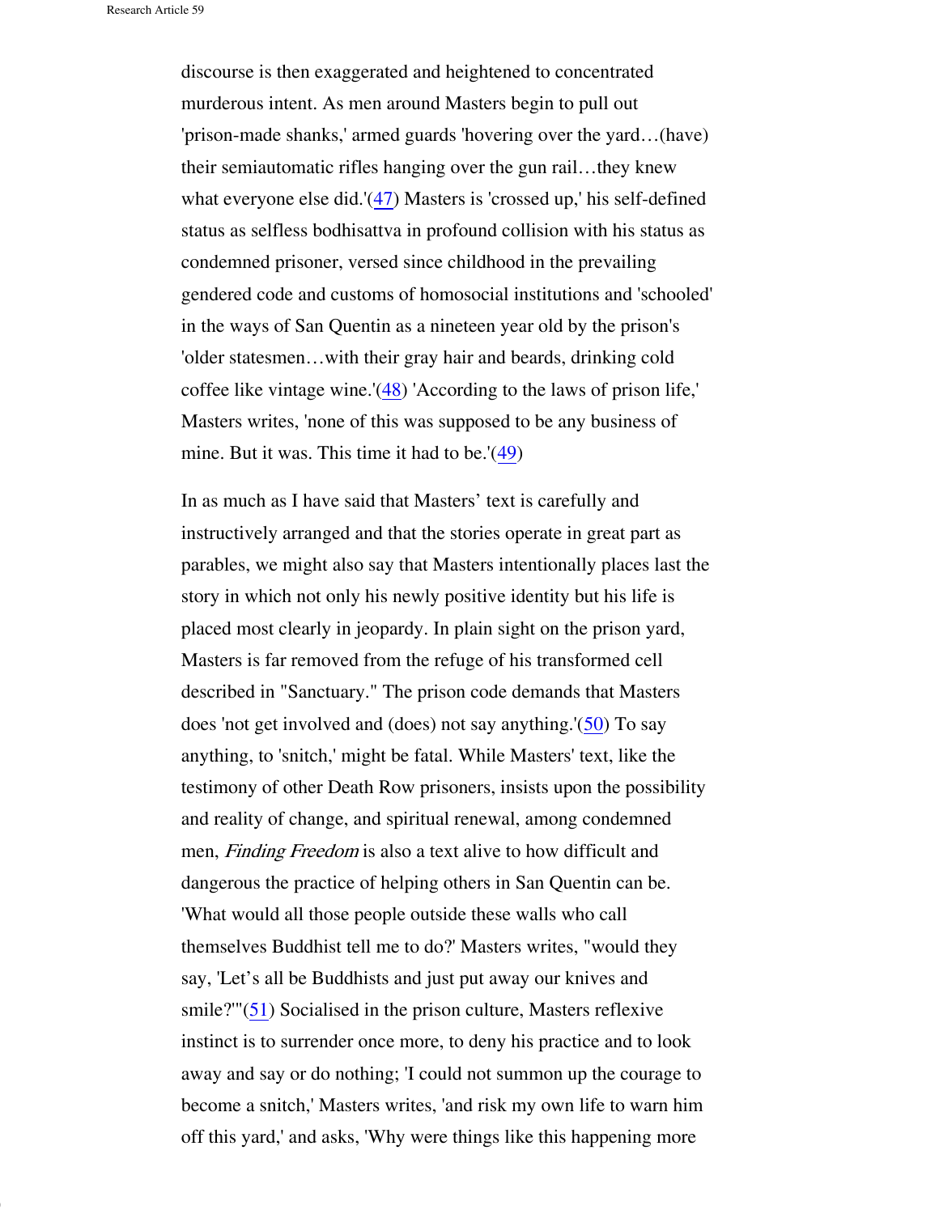discourse is then exaggerated and heightened to concentrated murderous intent. As men around Masters begin to pull out 'prison-made shanks,' armed guards 'hovering over the yard…(have) their semiautomatic rifles hanging over the gun rail…they knew what everyone else did.'(47) Masters is 'crossed up,' his self-defined status as selfless bodhisattva in profound collision with his status as condemned prisoner, versed since childhood in the prevailing gendered code and customs of homosocial institutions and 'schooled' in the ways of San Quentin as a nineteen year old by the prison's 'older statesmen…with their gray hair and beards, drinking cold coffee like vintage wine.'(48) 'According to the laws of prison life,' Masters writes, 'none of this was supposed to be any business of mine. But it was. This time it had to be.'(49)

In as much as I have said that Masters' text is carefully and instructively arranged and that the stories operate in great part as parables, we might also say that Masters intentionally places last the story in which not only his newly positive identity but his life is placed most clearly in jeopardy. In plain sight on the prison yard, Masters is far removed from the refuge of his transformed cell described in "Sanctuary." The prison code demands that Masters does 'not get involved and (does) not say anything.'(50) To say anything, to 'snitch,' might be fatal. While Masters' text, like the testimony of other Death Row prisoners, insists upon the possibility and reality of change, and spiritual renewal, among condemned men, *Finding Freedom* is also a text alive to how difficult and dangerous the practice of helping others in San Quentin can be. 'What would all those people outside these walls who call themselves Buddhist tell me to do?' Masters writes, "would they say, 'Let's all be Buddhists and just put away our knives and smile?'"(51) Socialised in the prison culture, Masters reflexive instinct is to surrender once more, to deny his practice and to look away and say or do nothing; 'I could not summon up the courage to become a snitch,' Masters writes, 'and risk my own life to warn him off this yard,' and asks, 'Why were things like this happening more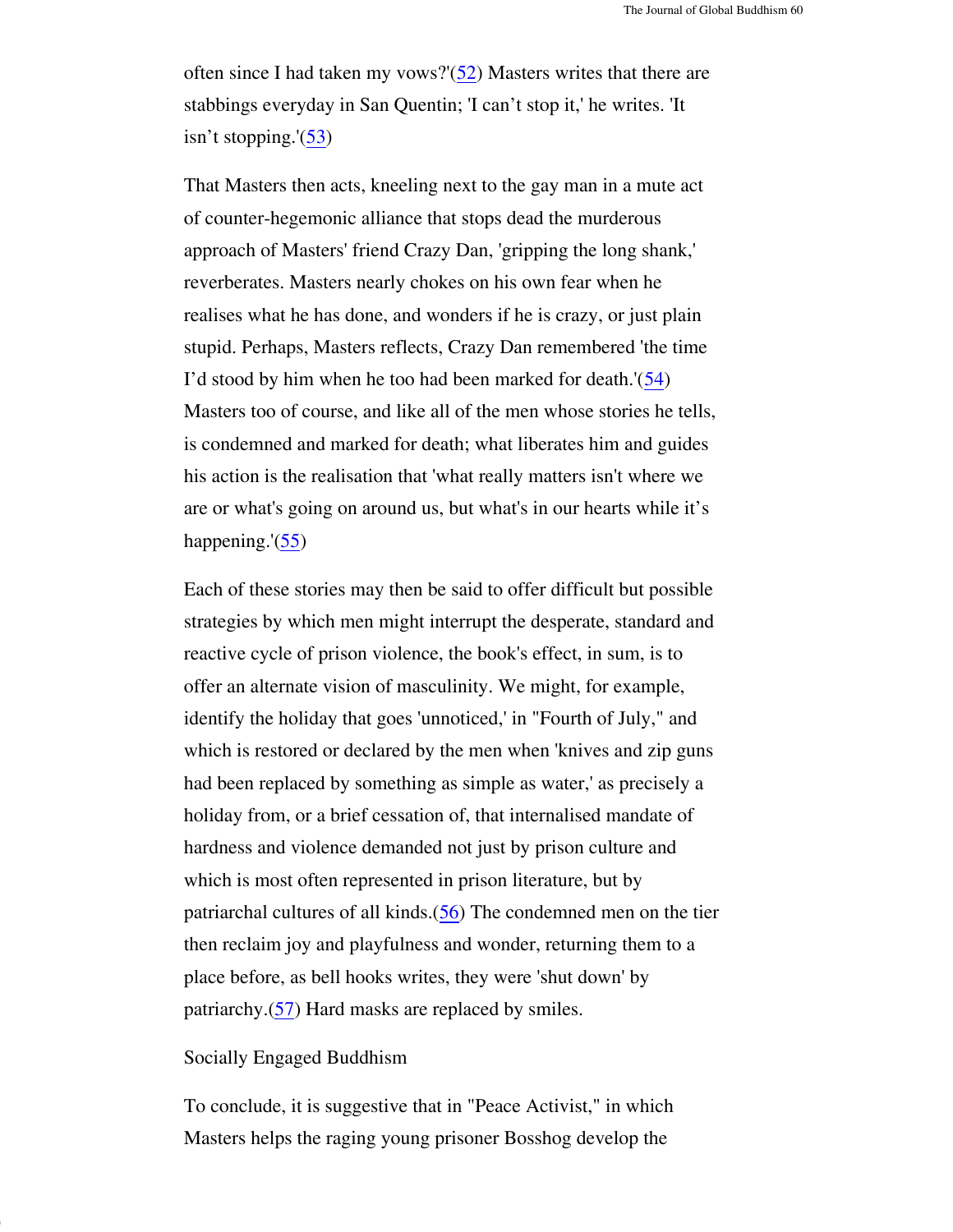often since I had taken my vows?'(52) Masters writes that there are stabbings everyday in San Quentin; 'I can't stop it,' he writes. 'It isn't stopping.'(53)

That Masters then acts, kneeling next to the gay man in a mute act of counter-hegemonic alliance that stops dead the murderous approach of Masters' friend Crazy Dan, 'gripping the long shank,' reverberates. Masters nearly chokes on his own fear when he realises what he has done, and wonders if he is crazy, or just plain stupid. Perhaps, Masters reflects, Crazy Dan remembered 'the time I'd stood by him when he too had been marked for death.'(54) Masters too of course, and like all of the men whose stories he tells, is condemned and marked for death; what liberates him and guides his action is the realisation that 'what really matters isn't where we are or what's going on around us, but what's in our hearts while it's happening.'(55)

Each of these stories may then be said to offer difficult but possible strategies by which men might interrupt the desperate, standard and reactive cycle of prison violence, the book's effect, in sum, is to offer an alternate vision of masculinity. We might, for example, identify the holiday that goes 'unnoticed,' in "Fourth of July," and which is restored or declared by the men when 'knives and zip guns had been replaced by something as simple as water,' as precisely a holiday from, or a brief cessation of, that internalised mandate of hardness and violence demanded not just by prison culture and which is most often represented in prison literature, but by patriarchal cultures of all kinds.(56) The condemned men on the tier then reclaim joy and playfulness and wonder, returning them to a place before, as bell hooks writes, they were 'shut down' by patriarchy.(57) Hard masks are replaced by smiles.

## Socially Engaged Buddhism

To conclude, it is suggestive that in "Peace Activist," in which Masters helps the raging young prisoner Bosshog develop the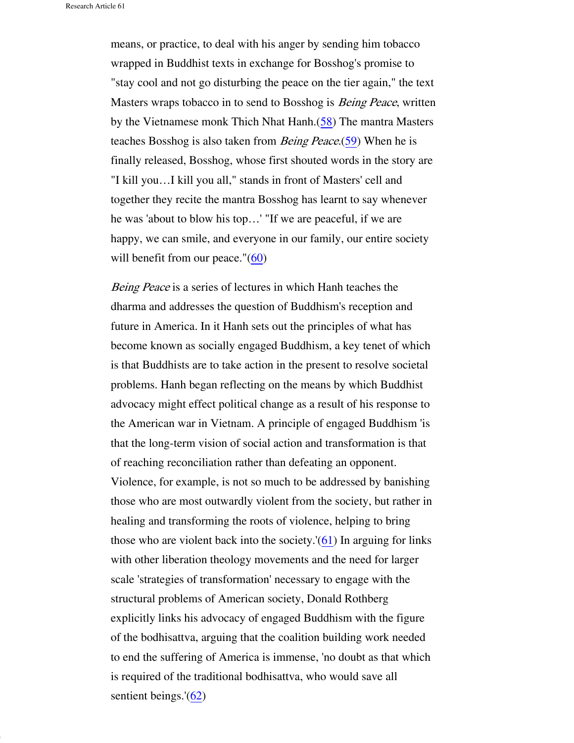means, or practice, to deal with his anger by sending him tobacco wrapped in Buddhist texts in exchange for Bosshog's promise to "stay cool and not go disturbing the peace on the tier again," the text Masters wraps tobacco in to send to Bosshog is *Being Peace*, written by the Vietnamese monk Thich Nhat Hanh.(58) The mantra Masters teaches Bosshog is also taken from *Being Peace*.(59) When he is finally released, Bosshog, whose first shouted words in the story are "I kill you…I kill you all," stands in front of Masters' cell and together they recite the mantra Bosshog has learnt to say whenever he was 'about to blow his top…' "If we are peaceful, if we are happy, we can smile, and everyone in our family, our entire society will benefit from our peace."(60)

*Being Peace* is a series of lectures in which Hanh teaches the dharma and addresses the question of Buddhism's reception and future in America. In it Hanh sets out the principles of what has become known as socially engaged Buddhism, a key tenet of which is that Buddhists are to take action in the present to resolve societal problems. Hanh began reflecting on the means by which Buddhist advocacy might effect political change as a result of his response to the American war in Vietnam. A principle of engaged Buddhism 'is that the long-term vision of social action and transformation is that of reaching reconciliation rather than defeating an opponent. Violence, for example, is not so much to be addressed by banishing those who are most outwardly violent from the society, but rather in healing and transforming the roots of violence, helping to bring those who are violent back into the society.'(61) In arguing for links with other liberation theology movements and the need for larger scale 'strategies of transformation' necessary to engage with the structural problems of American society, Donald Rothberg explicitly links his advocacy of engaged Buddhism with the figure of the bodhisattva, arguing that the coalition building work needed to end the suffering of America is immense, 'no doubt as that which is required of the traditional bodhisattva, who would save all sentient beings.'(62)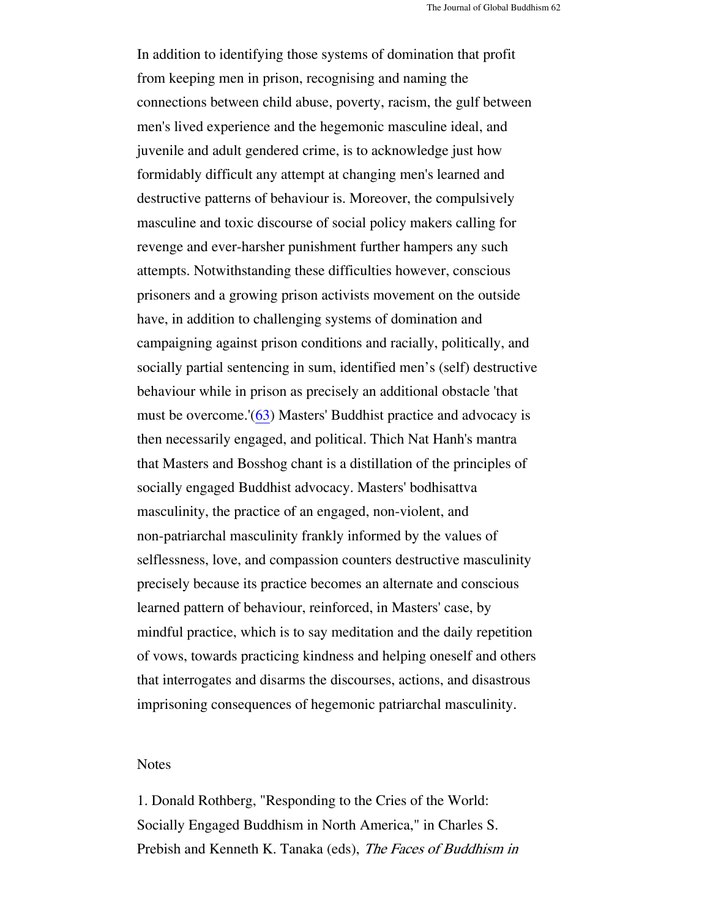In addition to identifying those systems of domination that profit from keeping men in prison, recognising and naming the connections between child abuse, poverty, racism, the gulf between men's lived experience and the hegemonic masculine ideal, and juvenile and adult gendered crime, is to acknowledge just how formidably difficult any attempt at changing men's learned and destructive patterns of behaviour is. Moreover, the compulsively masculine and toxic discourse of social policy makers calling for revenge and ever-harsher punishment further hampers any such attempts. Notwithstanding these difficulties however, conscious prisoners and a growing prison activists movement on the outside have, in addition to challenging systems of domination and campaigning against prison conditions and racially, politically, and socially partial sentencing in sum, identified men's (self) destructive behaviour while in prison as precisely an additional obstacle 'that must be overcome.'(63) Masters' Buddhist practice and advocacy is then necessarily engaged, and political. Thich Nat Hanh's mantra that Masters and Bosshog chant is a distillation of the principles of socially engaged Buddhist advocacy. Masters' bodhisattva masculinity, the practice of an engaged, non-violent, and non-patriarchal masculinity frankly informed by the values of selflessness, love, and compassion counters destructive masculinity precisely because its practice becomes an alternate and conscious learned pattern of behaviour, reinforced, in Masters' case, by mindful practice, which is to say meditation and the daily repetition of vows, towards practicing kindness and helping oneself and others that interrogates and disarms the discourses, actions, and disastrous imprisoning consequences of hegemonic patriarchal masculinity.

Notes

1. Donald Rothberg, "Responding to the Cries of the World: Socially Engaged Buddhism in North America," in Charles S. Prebish and Kenneth K. Tanaka (eds), *The Faces of Buddhism in*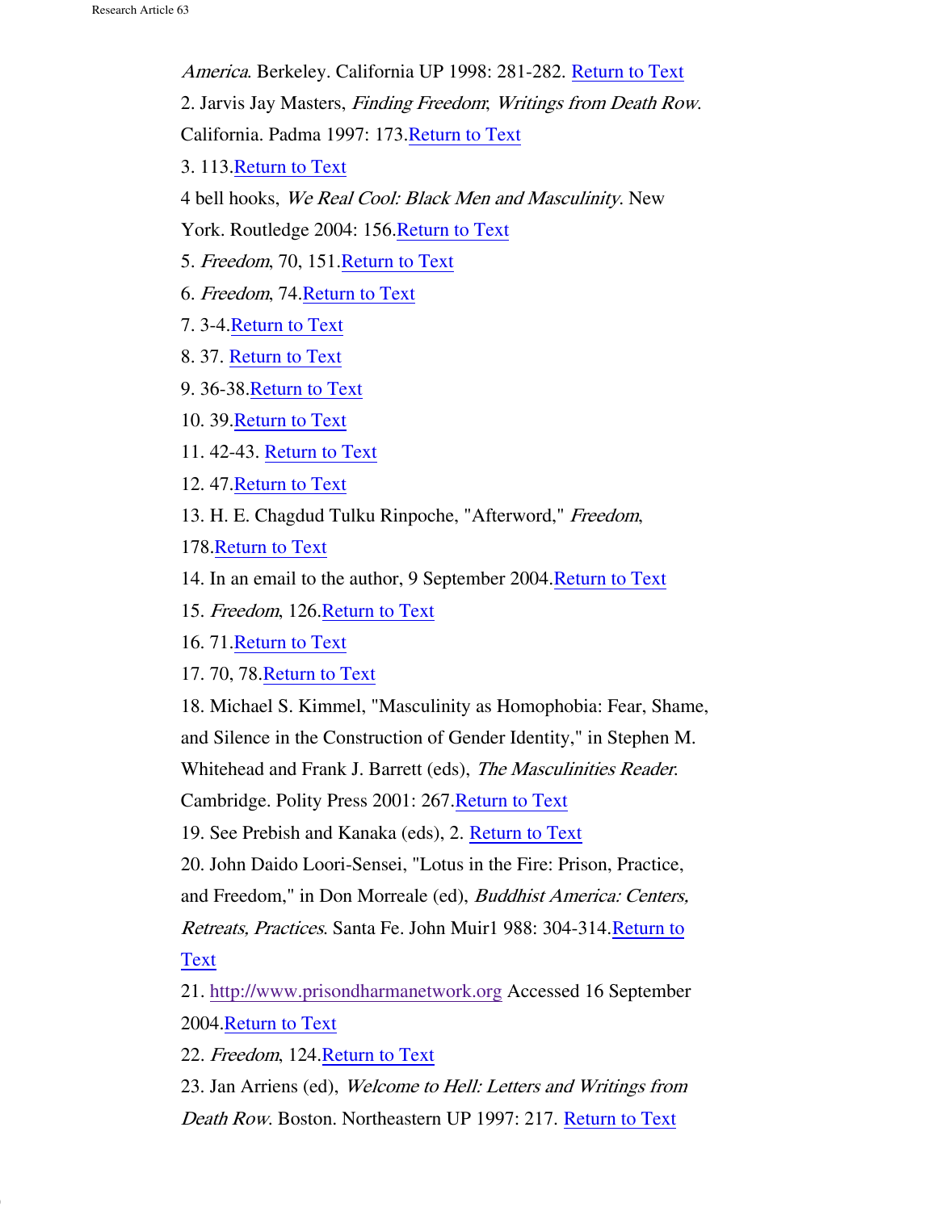*America*. Berkeley. California UP 1998: 281-282. Return to Text

2. Jarvis Jay Masters, *Finding Freedom*; *Writings from Death Row*. California. Padma 1997: 173.Return to Text

3. 113.Return to Text

4 bell hooks, *We Real Cool: Black Men and Masculinity*. New York. Routledge 2004: 156.Return to Text

5. *Freedom*, 70, 151.Return to Text

6. *Freedom*, 74.Return to Text

7. 3-4.Return to Text

8. 37. Return to Text

9. 36-38.Return to Text

10. 39.Return to Text

11. 42-43. Return to Text

12. 47.Return to Text

13. H. E. Chagdud Tulku Rinpoche, "Afterword," *Freedom*, 178.Return to Text

14. In an email to the author, 9 September 2004.Return to Text

15. *Freedom*, 126.Return to Text

16. 71.Return to Text

17. 70, 78.Return to Text

18. Michael S. Kimmel, "Masculinity as Homophobia: Fear, Shame, and Silence in the Construction of Gender Identity," in Stephen M. Whitehead and Frank J. Barrett (eds), *The Masculinities Reader*. Cambridge. Polity Press 2001: 267.Return to Text

19. See Prebish and Kanaka (eds), 2. Return to Text

20. John Daido Loori-Sensei, "Lotus in the Fire: Prison, Practice, and Freedom," in Don Morreale (ed), *Buddhist America: Centers, Retreats, Practices*. Santa Fe. John Muir1 988: 304-314.Return to Text

21. http://www.prisondharmanetwork.org Accessed 16 September 2004.Return to Text

22. *Freedom*, 124.Return to Text

23. Jan Arriens (ed), *Welcome to Hell: Letters and Writings from Death Row*. Boston. Northeastern UP 1997: 217. Return to Text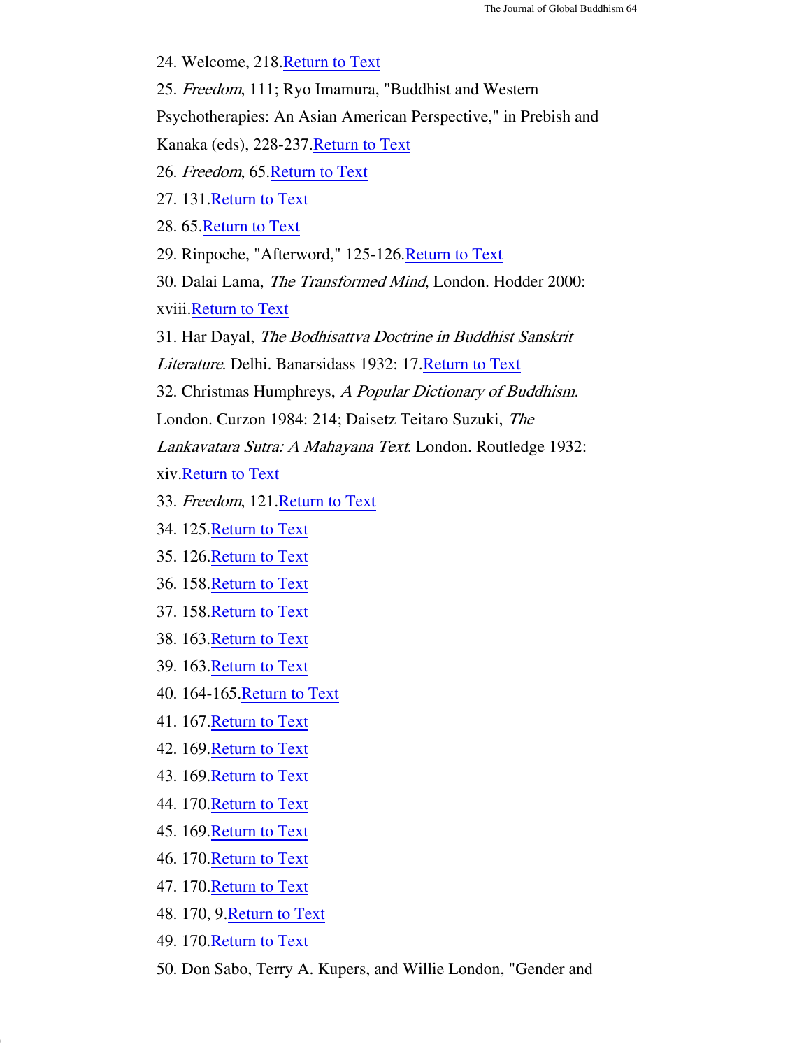24. Welcome, 218.Return to Text

25. *Freedom*, 111; Ryo Imamura, "Buddhist and Western Psychotherapies: An Asian American Perspective," in Prebish and Kanaka (eds), 228-237.Return to Text

26. *Freedom*, 65.Return to Text

27. 131.Return to Text

28. 65.Return to Text

29. Rinpoche, "Afterword," 125-126.Return to Text

30. Dalai Lama, *The Transformed Mind*, London. Hodder 2000: xviii.Return to Text

31. Har Dayal, *The Bodhisattva Doctrine in Buddhist Sanskrit Literature*. Delhi. Banarsidass 1932: 17.Return to Text

32. Christmas Humphreys, *A Popular Dictionary of Buddhism*. London. Curzon 1984: 214; Daisetz Teitaro Suzuki, *The Lankavatara Sutra: A Mahayana Text*. London. Routledge 1932: xiv.Return to Text

33. *Freedom*, 121.Return to Text

34. 125.Return to Text

35. 126.Return to Text

36. 158.Return to Text

37. 158.Return to Text

38. 163.Return to Text

39. 163.Return to Text

40. 164-165.Return to Text

41. 167.Return to Text

42. 169.Return to Text

43. 169.Return to Text

44. 170.Return to Text

45. 169.Return to Text

46. 170.Return to Text

47. 170.Return to Text

48. 170, 9.Return to Text

49. 170.Return to Text

50. Don Sabo, Terry A. Kupers, and Willie London, "Gender and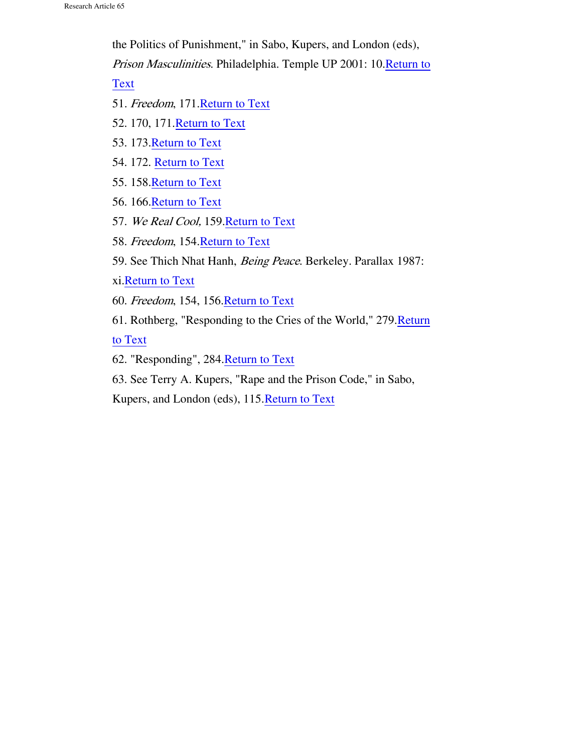the Politics of Punishment," in Sabo, Kupers, and London (eds), *Prison Masculinities*. Philadelphia. Temple UP 2001: 10.Return to Text

51. *Freedom*, 171.Return to Text

52. 170, 171.Return to Text

53. 173.Return to Text

54. 172. Return to Text

55. 158.Return to Text

56. 166.Return to Text

57. *We Real Cool,* 159.Return to Text

58. *Freedom*, 154.Return to Text

59. See Thich Nhat Hanh, *Being Peace*. Berkeley. Parallax 1987: xi.Return to Text

60. *Freedom*, 154, 156.Return to Text

61. Rothberg, "Responding to the Cries of the World," 279.Return to Text

62. "Responding", 284.Return to Text

63. See Terry A. Kupers, "Rape and the Prison Code," in Sabo, Kupers, and London (eds), 115.Return to Text